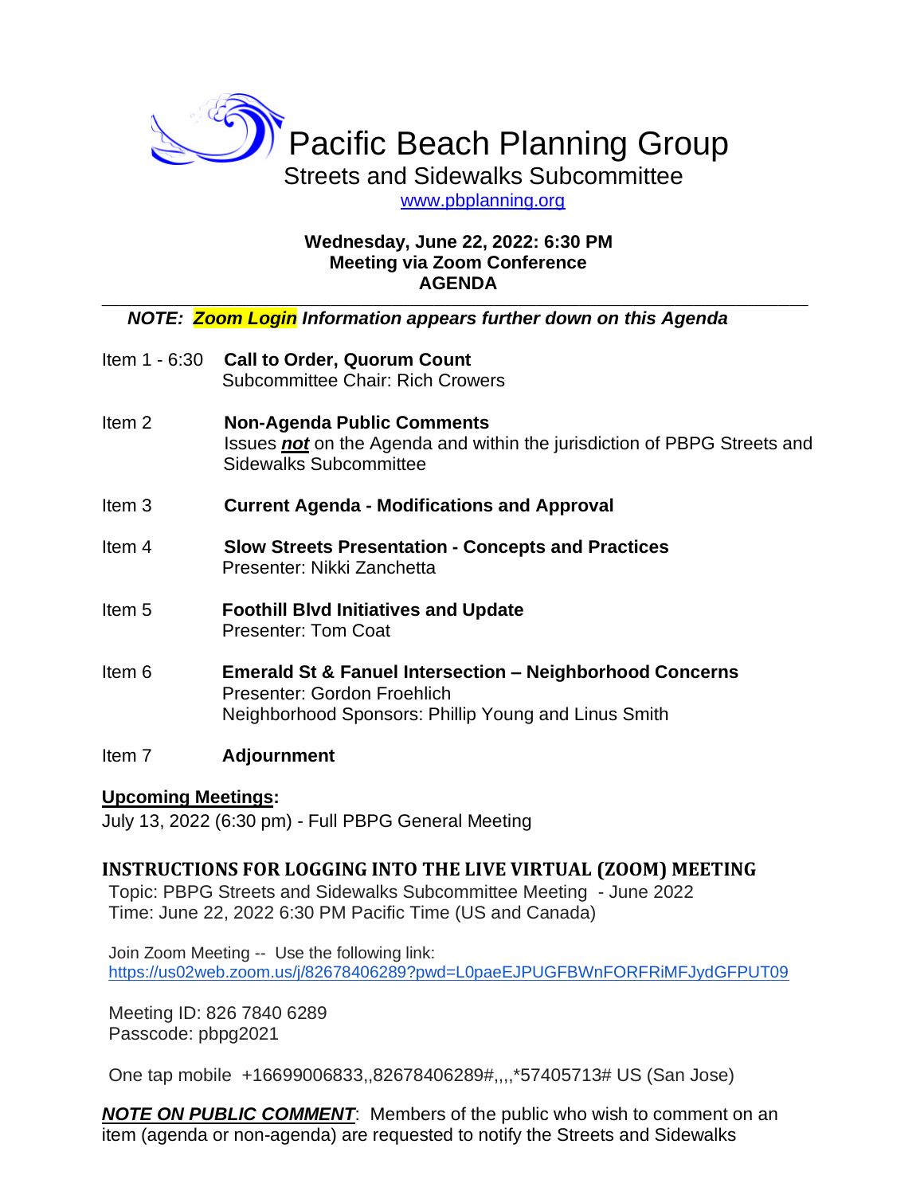# Pacific Beach Planning Group

## Streets and Sidewalks Subcommittee

www.pbplanning.org

**Wednesday, June 22, 2022: 6:30 PM**
**Meeting via Zoom Conference**
**AGENDA**

***NOTE: Zoom Login Information appears further down on this Agenda***

Item 1 - 6:30 **Call to Order, Quorum Count**
Subcommittee Chair: Rich Crowers

Item 2 **Non-Agenda Public Comments**
Issues ***not*** on the Agenda and within the jurisdiction of PBPG Streets and Sidewalks Subcommittee

Item 3 **Current Agenda - Modifications and Approval**

Item 4 **Slow Streets Presentation - Concepts and Practices**
Presenter: Nikki Zanchetta

Item 5 **Foothill Blvd Initiatives and Update**
Presenter: Tom Coat

Item 6 **Emerald St & Fanuel Intersection – Neighborhood Concerns**
Presenter: Gordon Froehlich
Neighborhood Sponsors: Phillip Young and Linus Smith

Item 7 **Adjournment**

**Upcoming Meetings:**
July 13, 2022 (6:30 pm) - Full PBPG General Meeting

### INSTRUCTIONS FOR LOGGING INTO THE LIVE VIRTUAL (ZOOM) MEETING

Topic: PBPG Streets and Sidewalks Subcommittee Meeting - June 2022
Time: June 22, 2022 6:30 PM Pacific Time (US and Canada)

Join Zoom Meeting -- Use the following link:
https://us02web.zoom.us/j/82678406289?pwd=L0paeEJPUGFBWnFORFRiMFJydGFPUT09

Meeting ID: 826 7840 6289
Passcode: pbpg2021

One tap mobile +16699006833,,82678406289#,,,,*57405713# US (San Jose)

***NOTE ON PUBLIC COMMENT***: Members of the public who wish to comment on an item (agenda or non-agenda) are requested to notify the Streets and Sidewalks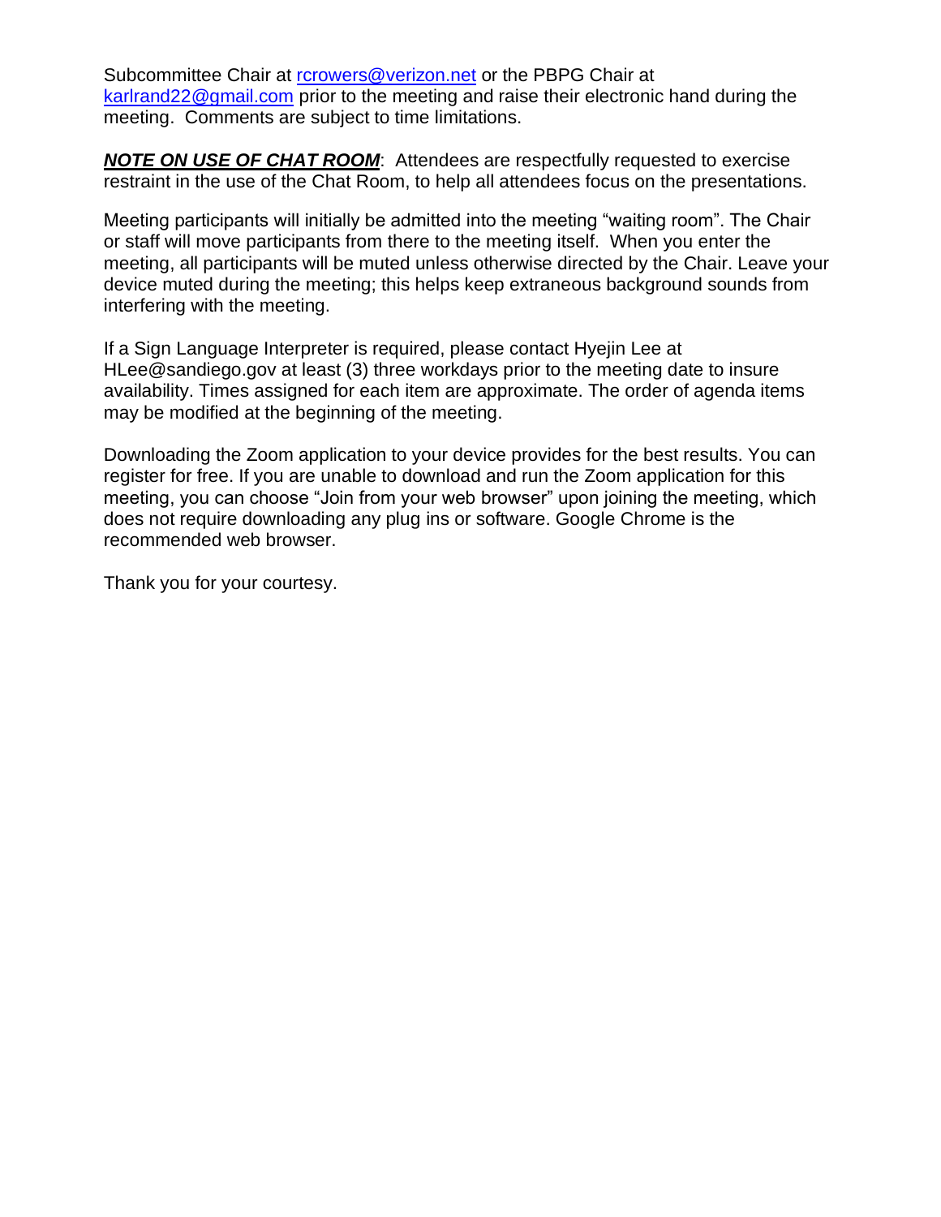Subcommittee Chair at [rcrowers@verizon.net](mailto:rcrowers@verizon.net) or the PBPG Chair at [karlrand22@gmail.com](mailto:karlrand22@gmail.com) prior to the meeting and raise their electronic hand during the meeting. Comments are subject to time limitations.

***NOTE ON USE OF CHAT ROOM***: Attendees are respectfully requested to exercise restraint in the use of the Chat Room, to help all attendees focus on the presentations.

Meeting participants will initially be admitted into the meeting "waiting room". The Chair or staff will move participants from there to the meeting itself. When you enter the meeting, all participants will be muted unless otherwise directed by the Chair. Leave your device muted during the meeting; this helps keep extraneous background sounds from interfering with the meeting.

If a Sign Language Interpreter is required, please contact Hyejin Lee at HLee@sandiego.gov at least (3) three workdays prior to the meeting date to insure availability. Times assigned for each item are approximate. The order of agenda items may be modified at the beginning of the meeting.

Downloading the Zoom application to your device provides for the best results. You can register for free. If you are unable to download and run the Zoom application for this meeting, you can choose "Join from your web browser" upon joining the meeting, which does not require downloading any plug ins or software. Google Chrome is the recommended web browser.

Thank you for your courtesy.